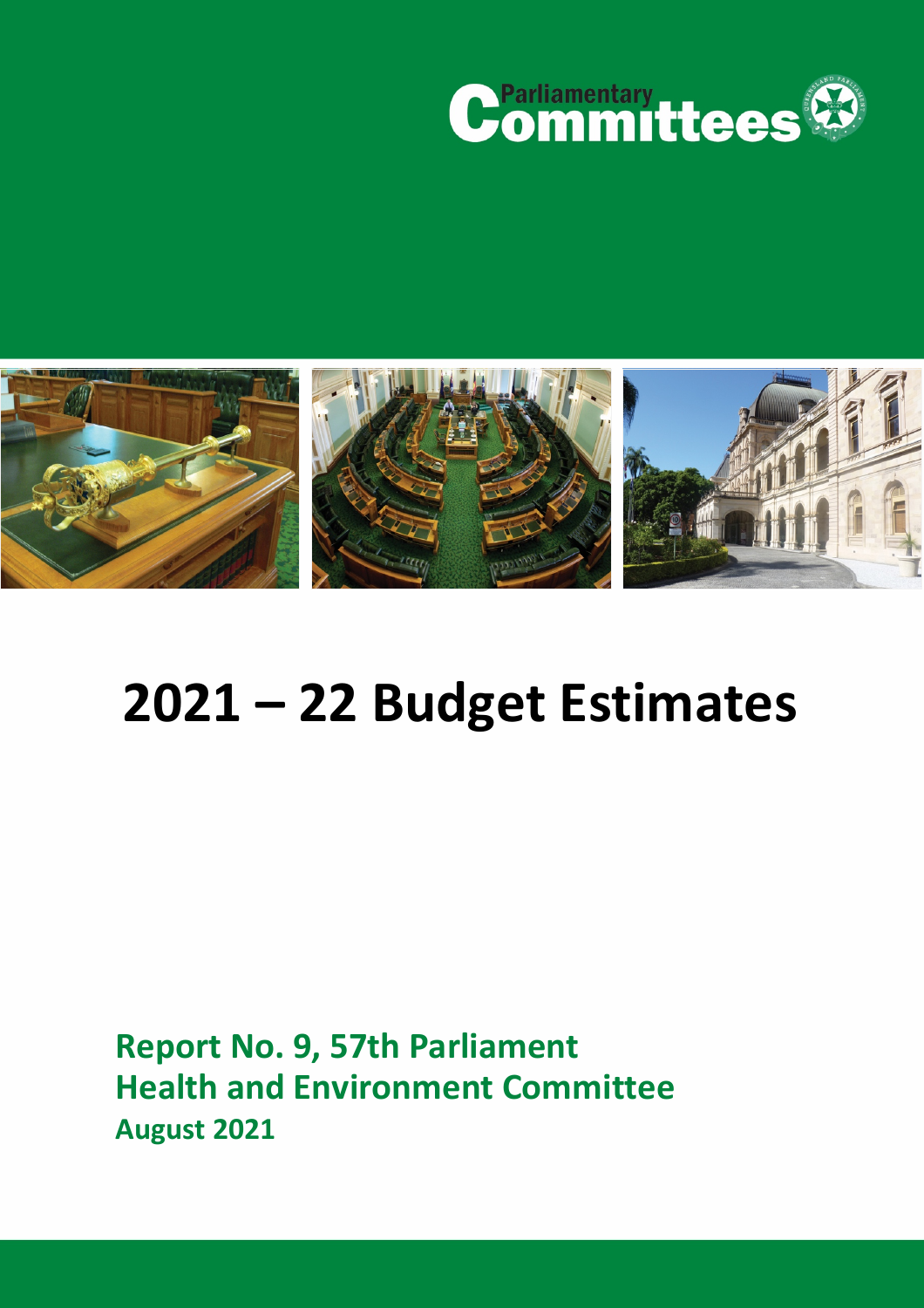Parliamentary Committees

# 2021 – 22 Budget Estimates

**Report No. 9, 57th Parliament**
**Health and Environment Committee**
**August 2021**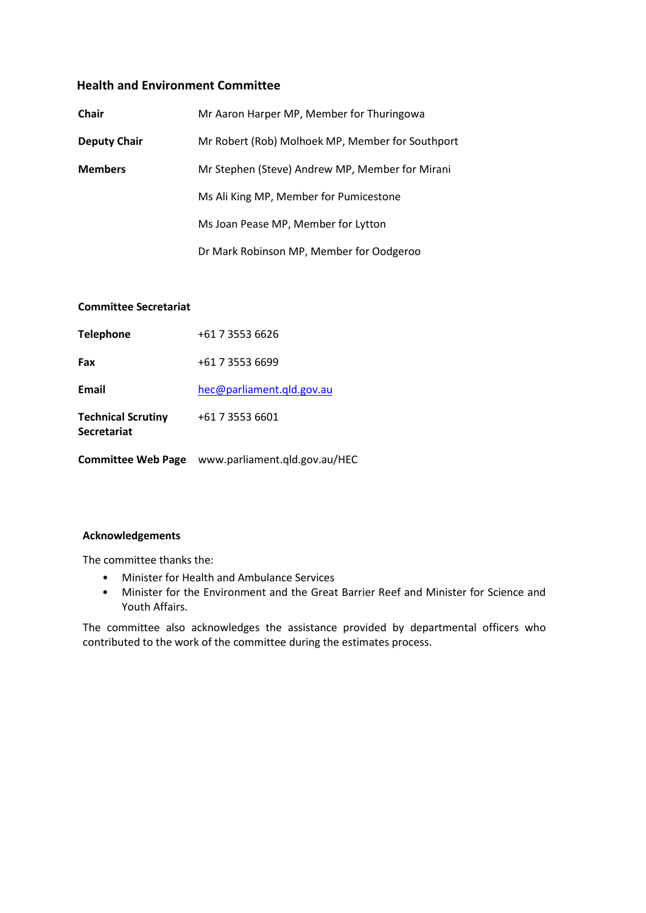## Health and Environment Committee

| | |
|---|---|
| **Chair** | Mr Aaron Harper MP, Member for Thuringowa |
| **Deputy Chair** | Mr Robert (Rob) Molhoek MP, Member for Southport |
| **Members** | Mr Stephen (Steve) Andrew MP, Member for Mirani |
| | Ms Ali King MP, Member for Pumicestone |
| | Ms Joan Pease MP, Member for Lytton |
| | Dr Mark Robinson MP, Member for Oodgeroo |

**Committee Secretariat**

| | |
|---|---|
| **Telephone** | +61 7 3553 6626 |
| **Fax** | +61 7 3553 6699 |
| **Email** | hec@parliament.qld.gov.au |
| **Technical Scrutiny Secretariat** | +61 7 3553 6601 |
| **Committee Web Page** | www.parliament.qld.gov.au/HEC |

**Acknowledgements**

The committee thanks the:

- Minister for Health and Ambulance Services
- Minister for the Environment and the Great Barrier Reef and Minister for Science and Youth Affairs.

The committee also acknowledges the assistance provided by departmental officers who contributed to the work of the committee during the estimates process.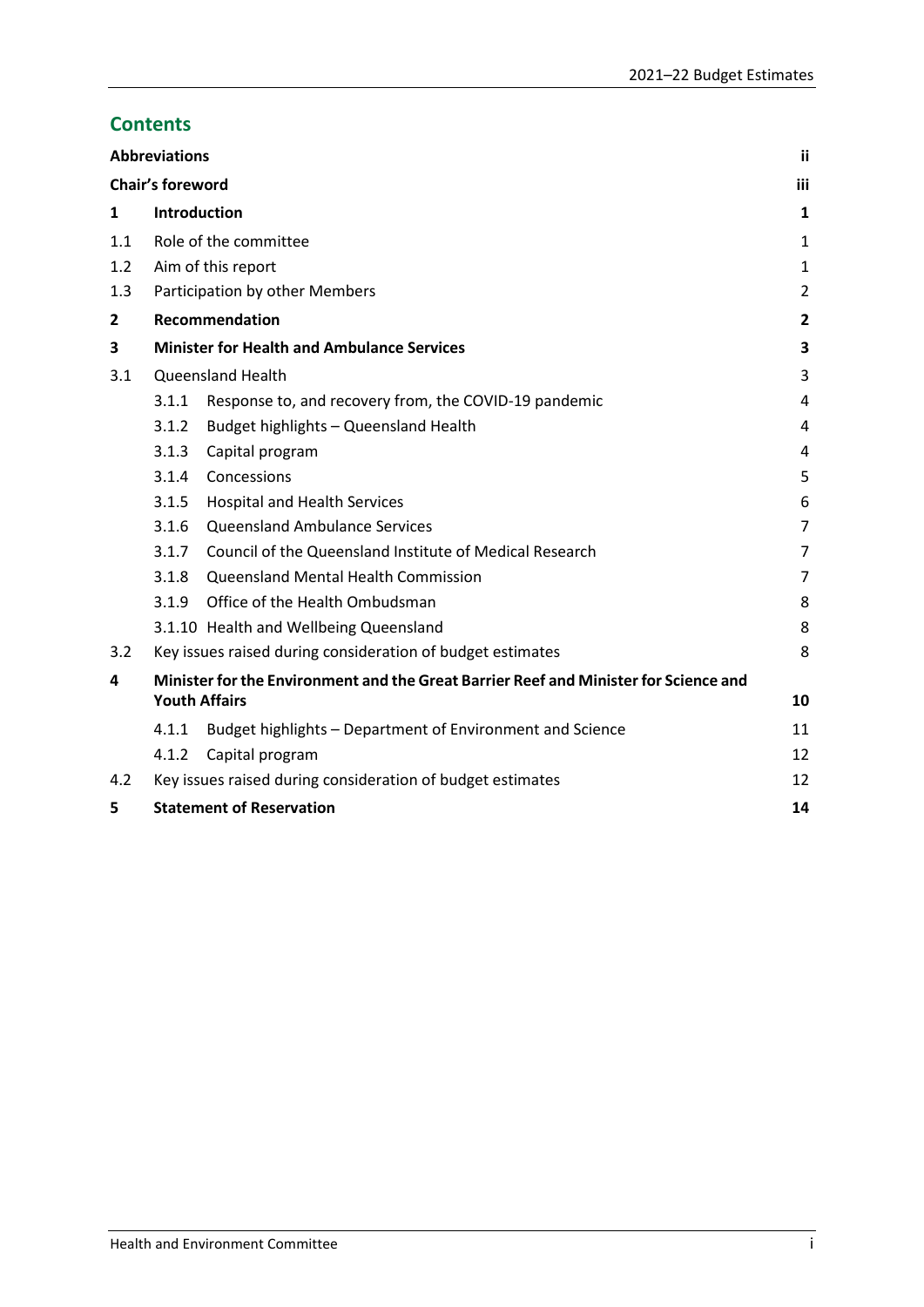## Contents

| | | |
|---|---|---|
| **Abbreviations** | | **ii** |
| **Chair's foreword** | | **iii** |
| **1** | **Introduction** | **1** |
| 1.1 | Role of the committee | 1 |
| 1.2 | Aim of this report | 1 |
| 1.3 | Participation by other Members | 2 |
| **2** | **Recommendation** | **2** |
| **3** | **Minister for Health and Ambulance Services** | **3** |
| 3.1 | Queensland Health | 3 |
| 3.1.1 | Response to, and recovery from, the COVID-19 pandemic | 4 |
| 3.1.2 | Budget highlights – Queensland Health | 4 |
| 3.1.3 | Capital program | 4 |
| 3.1.4 | Concessions | 5 |
| 3.1.5 | Hospital and Health Services | 6 |
| 3.1.6 | Queensland Ambulance Services | 7 |
| 3.1.7 | Council of the Queensland Institute of Medical Research | 7 |
| 3.1.8 | Queensland Mental Health Commission | 7 |
| 3.1.9 | Office of the Health Ombudsman | 8 |
| 3.1.10 | Health and Wellbeing Queensland | 8 |
| 3.2 | Key issues raised during consideration of budget estimates | 8 |
| **4** | **Minister for the Environment and the Great Barrier Reef and Minister for Science and Youth Affairs** | **10** |
| 4.1.1 | Budget highlights – Department of Environment and Science | 11 |
| 4.1.2 | Capital program | 12 |
| 4.2 | Key issues raised during consideration of budget estimates | 12 |
| **5** | **Statement of Reservation** | **14** |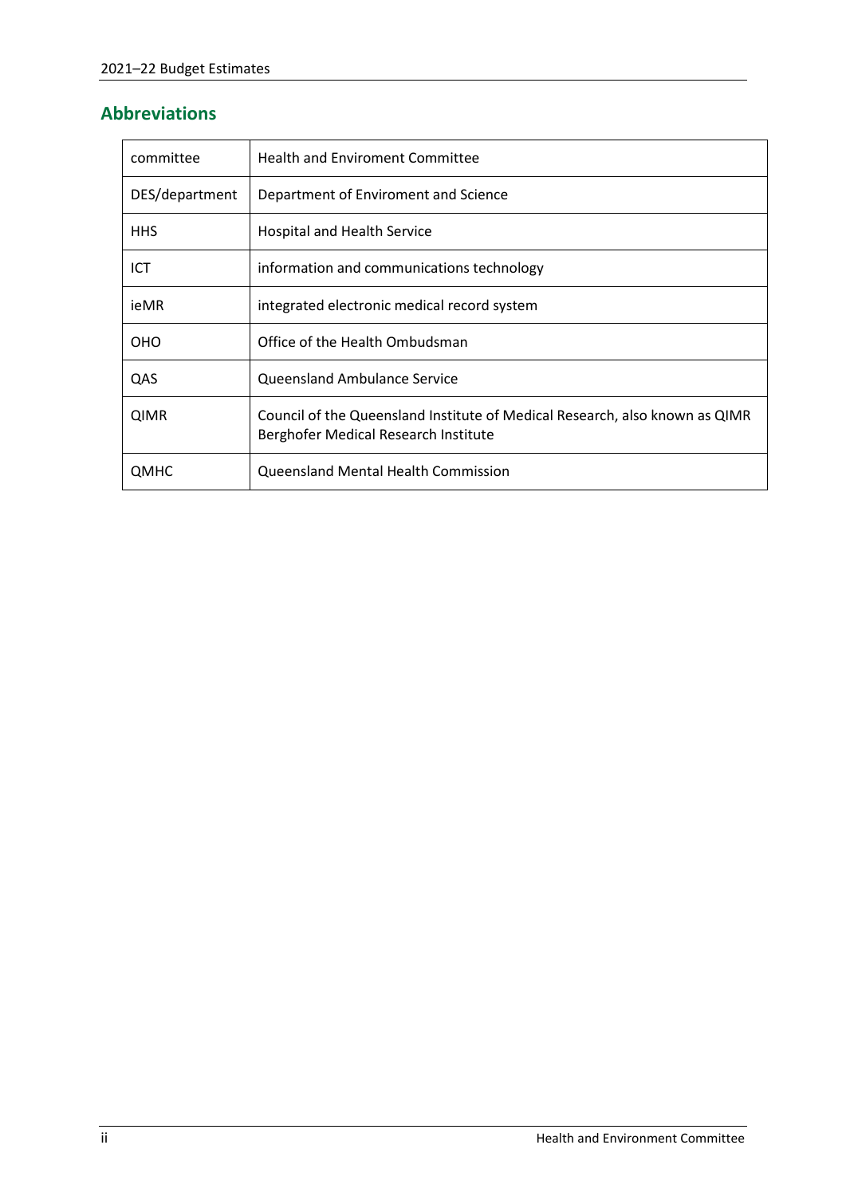## Abbreviations

| | |
|---|---|
| committee | Health and Enviroment Committee |
| DES/department | Department of Enviroment and Science |
| HHS | Hospital and Health Service |
| ICT | information and communications technology |
| ieMR | integrated electronic medical record system |
| OHO | Office of the Health Ombudsman |
| QAS | Queensland Ambulance Service |
| QIMR | Council of the Queensland Institute of Medical Research, also known as QIMR Berghofer Medical Research Institute |
| QMHC | Queensland Mental Health Commission |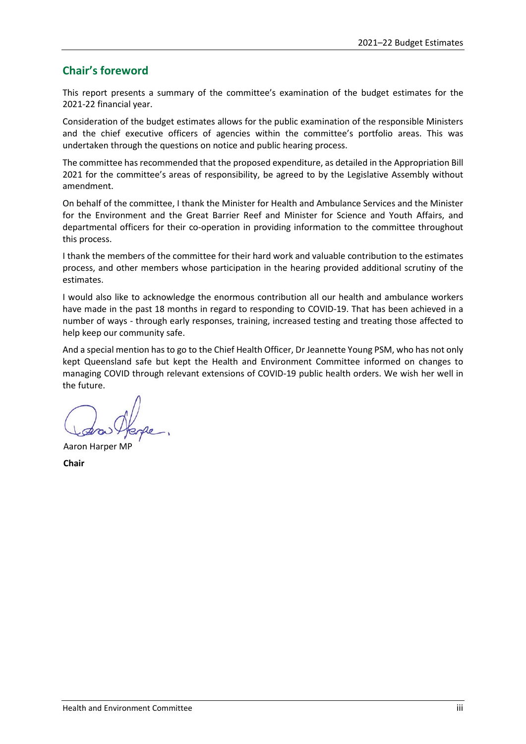## Chair's foreword

This report presents a summary of the committee's examination of the budget estimates for the 2021-22 financial year.

Consideration of the budget estimates allows for the public examination of the responsible Ministers and the chief executive officers of agencies within the committee's portfolio areas. This was undertaken through the questions on notice and public hearing process.

The committee has recommended that the proposed expenditure, as detailed in the Appropriation Bill 2021 for the committee's areas of responsibility, be agreed to by the Legislative Assembly without amendment.

On behalf of the committee, I thank the Minister for Health and Ambulance Services and the Minister for the Environment and the Great Barrier Reef and Minister for Science and Youth Affairs, and departmental officers for their co-operation in providing information to the committee throughout this process.

I thank the members of the committee for their hard work and valuable contribution to the estimates process, and other members whose participation in the hearing provided additional scrutiny of the estimates.

I would also like to acknowledge the enormous contribution all our health and ambulance workers have made in the past 18 months in regard to responding to COVID-19. That has been achieved in a number of ways - through early responses, training, increased testing and treating those affected to help keep our community safe.

And a special mention has to go to the Chief Health Officer, Dr Jeannette Young PSM, who has not only kept Queensland safe but kept the Health and Environment Committee informed on changes to managing COVID through relevant extensions of COVID-19 public health orders. We wish her well in the future.

Aaron Harper MP

**Chair**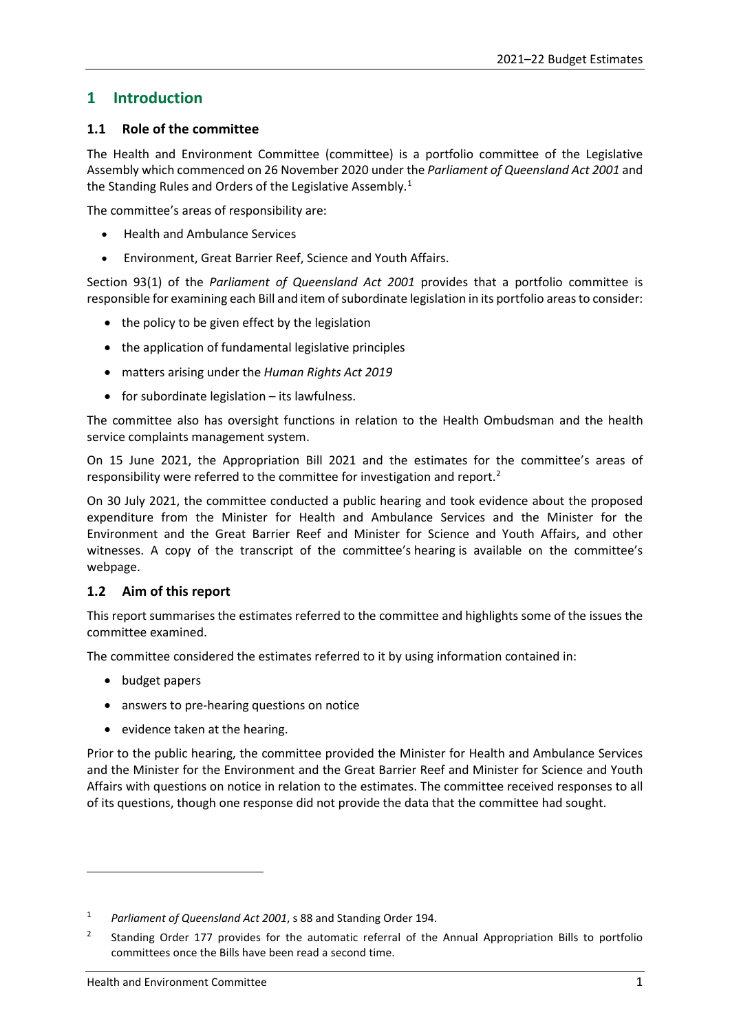# 1 Introduction

## 1.1 Role of the committee

The Health and Environment Committee (committee) is a portfolio committee of the Legislative Assembly which commenced on 26 November 2020 under the *Parliament of Queensland Act 2001* and the Standing Rules and Orders of the Legislative Assembly.[1]

The committee's areas of responsibility are:

- Health and Ambulance Services
- Environment, Great Barrier Reef, Science and Youth Affairs.

Section 93(1) of the *Parliament of Queensland Act 2001* provides that a portfolio committee is responsible for examining each Bill and item of subordinate legislation in its portfolio areas to consider:

- the policy to be given effect by the legislation
- the application of fundamental legislative principles
- matters arising under the *Human Rights Act 2019*
- for subordinate legislation – its lawfulness.

The committee also has oversight functions in relation to the Health Ombudsman and the health service complaints management system.

On 15 June 2021, the Appropriation Bill 2021 and the estimates for the committee's areas of responsibility were referred to the committee for investigation and report.[2]

On 30 July 2021, the committee conducted a public hearing and took evidence about the proposed expenditure from the Minister for Health and Ambulance Services and the Minister for the Environment and the Great Barrier Reef and Minister for Science and Youth Affairs, and other witnesses. A copy of the transcript of the committee's hearing is available on the committee's webpage.

## 1.2 Aim of this report

This report summarises the estimates referred to the committee and highlights some of the issues the committee examined.

The committee considered the estimates referred to it by using information contained in:

- budget papers
- answers to pre-hearing questions on notice
- evidence taken at the hearing.

Prior to the public hearing, the committee provided the Minister for Health and Ambulance Services and the Minister for the Environment and the Great Barrier Reef and Minister for Science and Youth Affairs with questions on notice in relation to the estimates. The committee received responses to all of its questions, though one response did not provide the data that the committee had sought.

---

[1] *Parliament of Queensland Act 2001*, s 88 and Standing Order 194.

[2] Standing Order 177 provides for the automatic referral of the Annual Appropriation Bills to portfolio committees once the Bills have been read a second time.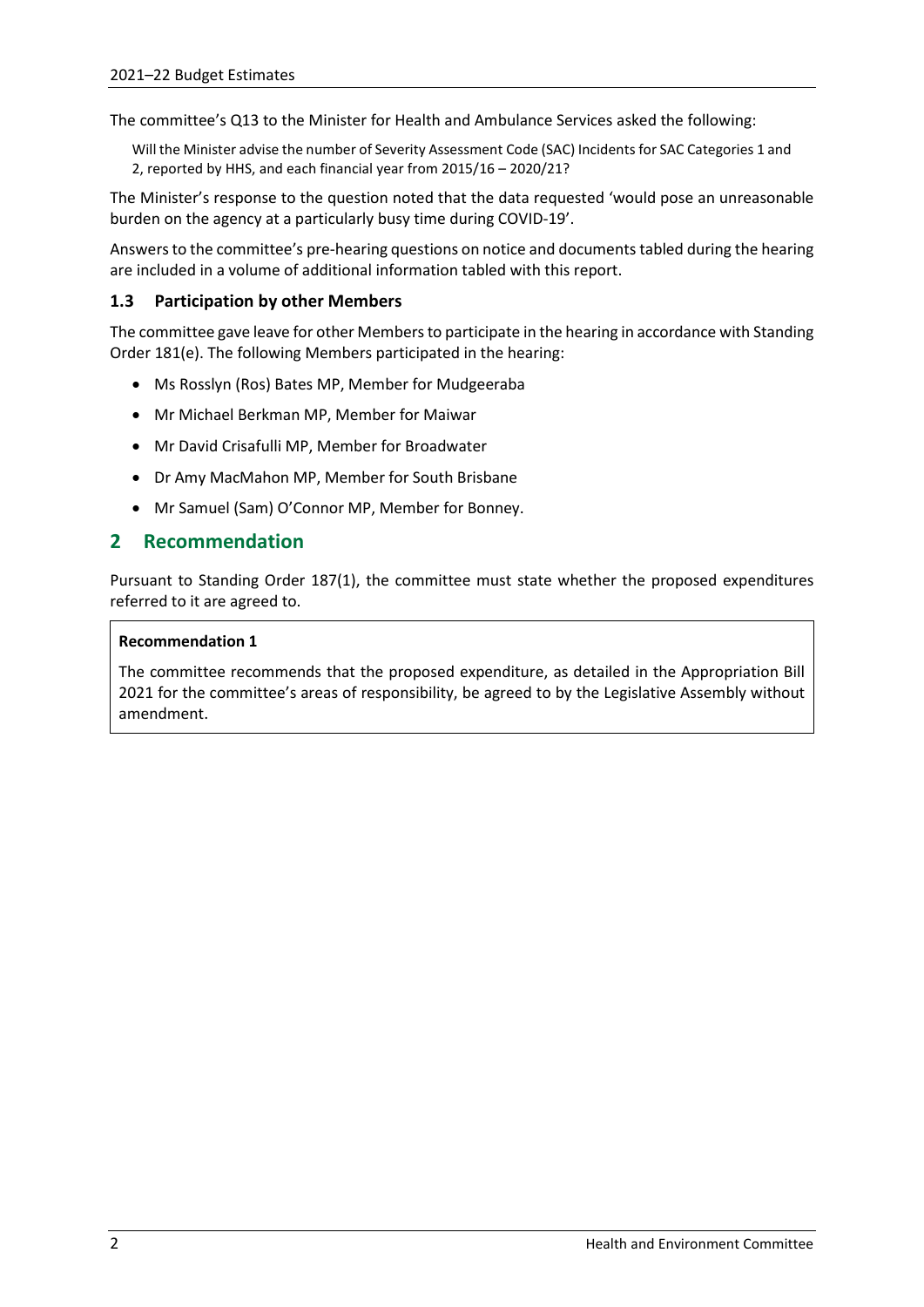The committee's Q13 to the Minister for Health and Ambulance Services asked the following:

> Will the Minister advise the number of Severity Assessment Code (SAC) Incidents for SAC Categories 1 and 2, reported by HHS, and each financial year from 2015/16 – 2020/21?

The Minister's response to the question noted that the data requested 'would pose an unreasonable burden on the agency at a particularly busy time during COVID-19'.

Answers to the committee's pre-hearing questions on notice and documents tabled during the hearing are included in a volume of additional information tabled with this report.

### 1.3 Participation by other Members

The committee gave leave for other Members to participate in the hearing in accordance with Standing Order 181(e). The following Members participated in the hearing:

- Ms Rosslyn (Ros) Bates MP, Member for Mudgeeraba
- Mr Michael Berkman MP, Member for Maiwar
- Mr David Crisafulli MP, Member for Broadwater
- Dr Amy MacMahon MP, Member for South Brisbane
- Mr Samuel (Sam) O'Connor MP, Member for Bonney.

## 2 Recommendation

Pursuant to Standing Order 187(1), the committee must state whether the proposed expenditures referred to it are agreed to.

**Recommendation 1**

The committee recommends that the proposed expenditure, as detailed in the Appropriation Bill 2021 for the committee's areas of responsibility, be agreed to by the Legislative Assembly without amendment.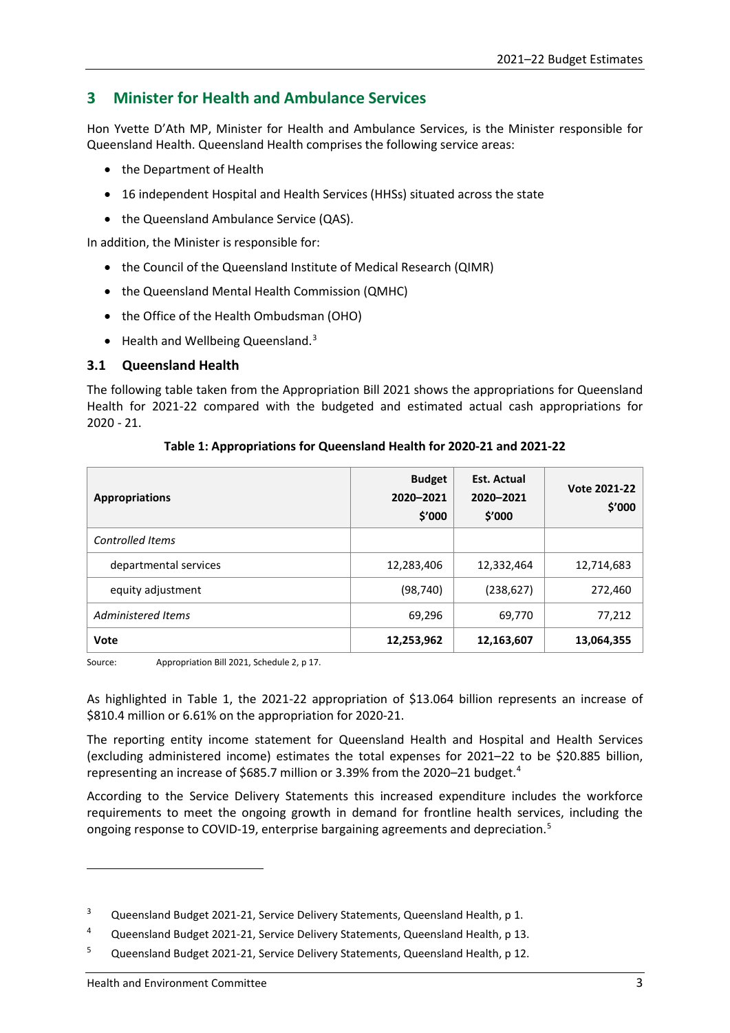## 3 Minister for Health and Ambulance Services

Hon Yvette D'Ath MP, Minister for Health and Ambulance Services, is the Minister responsible for Queensland Health. Queensland Health comprises the following service areas:

- the Department of Health
- 16 independent Hospital and Health Services (HHSs) situated across the state
- the Queensland Ambulance Service (QAS).

In addition, the Minister is responsible for:

- the Council of the Queensland Institute of Medical Research (QIMR)
- the Queensland Mental Health Commission (QMHC)
- the Office of the Health Ombudsman (OHO)
- Health and Wellbeing Queensland.[3]

### 3.1 Queensland Health

The following table taken from the Appropriation Bill 2021 shows the appropriations for Queensland Health for 2021-22 compared with the budgeted and estimated actual cash appropriations for 2020 - 21.

**Table 1: Appropriations for Queensland Health for 2020-21 and 2021-22**

| Appropriations | Budget 2020–2021 $'000 | Est. Actual 2020–2021 $'000 | Vote 2021-22 $'000 |
|---|---|---|---|
| *Controlled Items* | | | |
| departmental services | 12,283,406 | 12,332,464 | 12,714,683 |
| equity adjustment | (98,740) | (238,627) | 272,460 |
| *Administered Items* | 69,296 | 69,770 | 77,212 |
| **Vote** | **12,253,962** | **12,163,607** | **13,064,355** |

Source: Appropriation Bill 2021, Schedule 2, p 17.

As highlighted in Table 1, the 2021-22 appropriation of $13.064 billion represents an increase of $810.4 million or 6.61% on the appropriation for 2020-21.

The reporting entity income statement for Queensland Health and Hospital and Health Services (excluding administered income) estimates the total expenses for 2021–22 to be $20.885 billion, representing an increase of $685.7 million or 3.39% from the 2020–21 budget.[4]

According to the Service Delivery Statements this increased expenditure includes the workforce requirements to meet the ongoing growth in demand for frontline health services, including the ongoing response to COVID-19, enterprise bargaining agreements and depreciation.[5]

---

[3] Queensland Budget 2021-21, Service Delivery Statements, Queensland Health, p 1.

[4] Queensland Budget 2021-21, Service Delivery Statements, Queensland Health, p 13.

[5] Queensland Budget 2021-21, Service Delivery Statements, Queensland Health, p 12.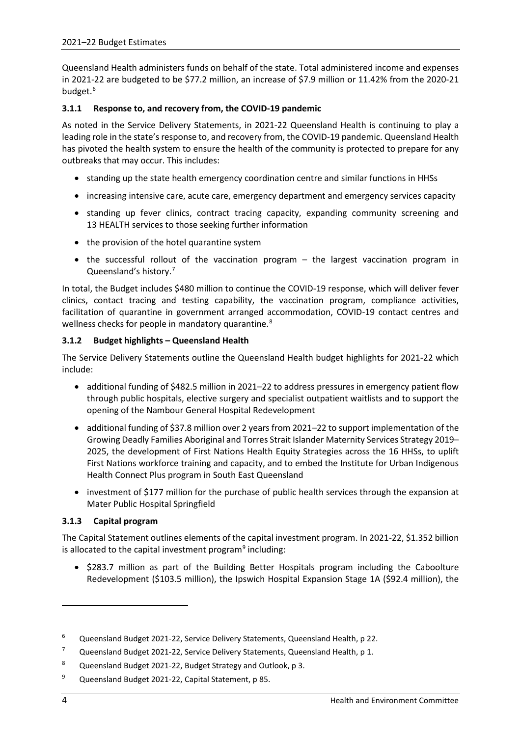Queensland Health administers funds on behalf of the state. Total administered income and expenses in 2021-22 are budgeted to be $77.2 million, an increase of $7.9 million or 11.42% from the 2020-21 budget.[6]

### 3.1.1 Response to, and recovery from, the COVID-19 pandemic

As noted in the Service Delivery Statements, in 2021-22 Queensland Health is continuing to play a leading role in the state's response to, and recovery from, the COVID-19 pandemic. Queensland Health has pivoted the health system to ensure the health of the community is protected to prepare for any outbreaks that may occur. This includes:

- standing up the state health emergency coordination centre and similar functions in HHSs
- increasing intensive care, acute care, emergency department and emergency services capacity
- standing up fever clinics, contract tracing capacity, expanding community screening and 13 HEALTH services to those seeking further information
- the provision of the hotel quarantine system
- the successful rollout of the vaccination program – the largest vaccination program in Queensland's history.[7]

In total, the Budget includes $480 million to continue the COVID-19 response, which will deliver fever clinics, contact tracing and testing capability, the vaccination program, compliance activities, facilitation of quarantine in government arranged accommodation, COVID-19 contact centres and wellness checks for people in mandatory quarantine.[8]

### 3.1.2 Budget highlights – Queensland Health

The Service Delivery Statements outline the Queensland Health budget highlights for 2021-22 which include:

- additional funding of $482.5 million in 2021–22 to address pressures in emergency patient flow through public hospitals, elective surgery and specialist outpatient waitlists and to support the opening of the Nambour General Hospital Redevelopment
- additional funding of $37.8 million over 2 years from 2021–22 to support implementation of the Growing Deadly Families Aboriginal and Torres Strait Islander Maternity Services Strategy 2019–2025, the development of First Nations Health Equity Strategies across the 16 HHSs, to uplift First Nations workforce training and capacity, and to embed the Institute for Urban Indigenous Health Connect Plus program in South East Queensland
- investment of $177 million for the purchase of public health services through the expansion at Mater Public Hospital Springfield

### 3.1.3 Capital program

The Capital Statement outlines elements of the capital investment program. In 2021-22, $1.352 billion is allocated to the capital investment program[9] including:

- $283.7 million as part of the Building Better Hospitals program including the Caboolture Redevelopment ($103.5 million), the Ipswich Hospital Expansion Stage 1A ($92.4 million), the

---

6 Queensland Budget 2021-22, Service Delivery Statements, Queensland Health, p 22.

7 Queensland Budget 2021-22, Service Delivery Statements, Queensland Health, p 1.

8 Queensland Budget 2021-22, Budget Strategy and Outlook, p 3.

9 Queensland Budget 2021-22, Capital Statement, p 85.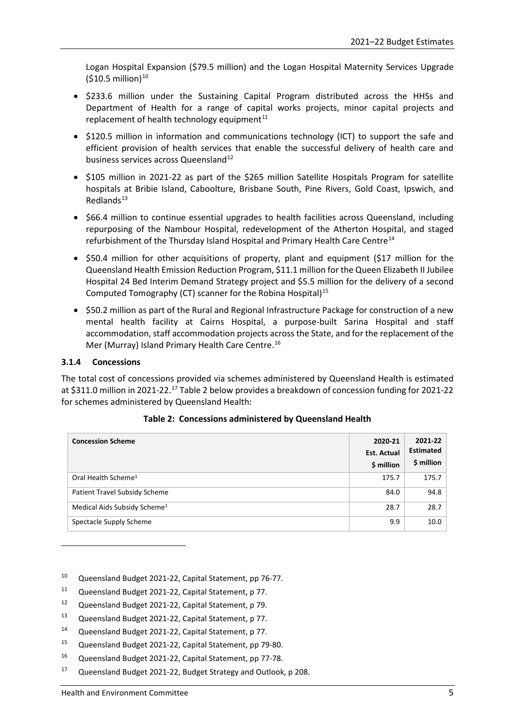Logan Hospital Expansion ($79.5 million) and the Logan Hospital Maternity Services Upgrade ($10.5 million)[10]

- $233.6 million under the Sustaining Capital Program distributed across the HHSs and Department of Health for a range of capital works projects, minor capital projects and replacement of health technology equipment[11]
- $120.5 million in information and communications technology (ICT) to support the safe and efficient provision of health services that enable the successful delivery of health care and business services across Queensland[12]
- $105 million in 2021-22 as part of the $265 million Satellite Hospitals Program for satellite hospitals at Bribie Island, Caboolture, Brisbane South, Pine Rivers, Gold Coast, Ipswich, and Redlands[13]
- $66.4 million to continue essential upgrades to health facilities across Queensland, including repurposing of the Nambour Hospital, redevelopment of the Atherton Hospital, and staged refurbishment of the Thursday Island Hospital and Primary Health Care Centre[14]
- $50.4 million for other acquisitions of property, plant and equipment ($17 million for the Queensland Health Emission Reduction Program, $11.1 million for the Queen Elizabeth II Jubilee Hospital 24 Bed Interim Demand Strategy project and $5.5 million for the delivery of a second Computed Tomography (CT) scanner for the Robina Hospital)[15]
- $50.2 million as part of the Rural and Regional Infrastructure Package for construction of a new mental health facility at Cairns Hospital, a purpose-built Sarina Hospital and staff accommodation, staff accommodation projects across the State, and for the replacement of the Mer (Murray) Island Primary Health Care Centre.[16]

### 3.1.4 Concessions

The total cost of concessions provided via schemes administered by Queensland Health is estimated at $311.0 million in 2021-22.[17] Table 2 below provides a breakdown of concession funding for 2021-22 for schemes administered by Queensland Health:

**Table 2: Concessions administered by Queensland Health**

| Concession Scheme | 2020-21 Est. Actual $ million | 2021-22 Estimated $ million |
|---|---|---|
| Oral Health Scheme[1] | 175.7 | 175.7 |
| Patient Travel Subsidy Scheme | 84.0 | 94.8 |
| Medical Aids Subsidy Scheme[1] | 28.7 | 28.7 |
| Spectacle Supply Scheme | 9.9 | 10.0 |

---

[10] Queensland Budget 2021-22, Capital Statement, pp 76-77.

[11] Queensland Budget 2021-22, Capital Statement, p 77.

[12] Queensland Budget 2021-22, Capital Statement, p 79.

[13] Queensland Budget 2021-22, Capital Statement, p 77.

[14] Queensland Budget 2021-22, Capital Statement, p 77.

[15] Queensland Budget 2021-22, Capital Statement, pp 79-80.

[16] Queensland Budget 2021-22, Capital Statement, pp 77-78.

[17] Queensland Budget 2021-22, Budget Strategy and Outlook, p 208.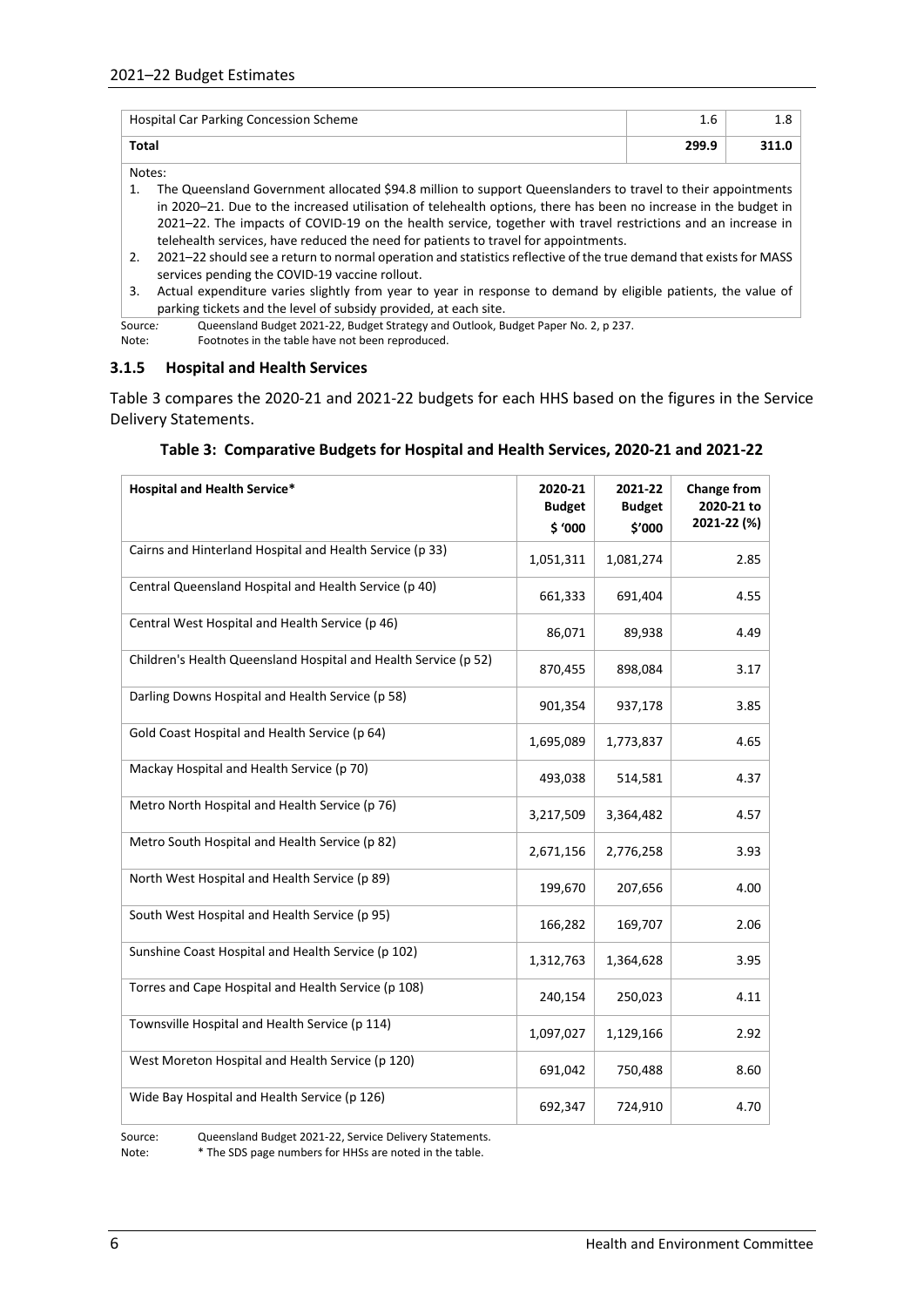| Hospital Car Parking Concession Scheme | 1.6 | 1.8 |
|---|---|---|
| **Total** | **299.9** | **311.0** |

Notes:

1. The Queensland Government allocated $94.8 million to support Queenslanders to travel to their appointments in 2020–21. Due to the increased utilisation of telehealth options, there has been no increase in the budget in 2021–22. The impacts of COVID-19 on the health service, together with travel restrictions and an increase in telehealth services, have reduced the need for patients to travel for appointments.
2. 2021–22 should see a return to normal operation and statistics reflective of the true demand that exists for MASS services pending the COVID-19 vaccine rollout.
3. Actual expenditure varies slightly from year to year in response to demand by eligible patients, the value of parking tickets and the level of subsidy provided, at each site.

Source: Queensland Budget 2021-22, Budget Strategy and Outlook, Budget Paper No. 2, p 237.
Note: Footnotes in the table have not been reproduced.

### 3.1.5 Hospital and Health Services

Table 3 compares the 2020-21 and 2021-22 budgets for each HHS based on the figures in the Service Delivery Statements.

**Table 3: Comparative Budgets for Hospital and Health Services, 2020-21 and 2021-22**

| Hospital and Health Service* | 2020-21 Budget $ '000 | 2021-22 Budget $'000 | Change from 2020-21 to 2021-22 (%) |
|---|---|---|---|
| Cairns and Hinterland Hospital and Health Service (p 33) | 1,051,311 | 1,081,274 | 2.85 |
| Central Queensland Hospital and Health Service (p 40) | 661,333 | 691,404 | 4.55 |
| Central West Hospital and Health Service (p 46) | 86,071 | 89,938 | 4.49 |
| Children's Health Queensland Hospital and Health Service (p 52) | 870,455 | 898,084 | 3.17 |
| Darling Downs Hospital and Health Service (p 58) | 901,354 | 937,178 | 3.85 |
| Gold Coast Hospital and Health Service (p 64) | 1,695,089 | 1,773,837 | 4.65 |
| Mackay Hospital and Health Service (p 70) | 493,038 | 514,581 | 4.37 |
| Metro North Hospital and Health Service (p 76) | 3,217,509 | 3,364,482 | 4.57 |
| Metro South Hospital and Health Service (p 82) | 2,671,156 | 2,776,258 | 3.93 |
| North West Hospital and Health Service (p 89) | 199,670 | 207,656 | 4.00 |
| South West Hospital and Health Service (p 95) | 166,282 | 169,707 | 2.06 |
| Sunshine Coast Hospital and Health Service (p 102) | 1,312,763 | 1,364,628 | 3.95 |
| Torres and Cape Hospital and Health Service (p 108) | 240,154 | 250,023 | 4.11 |
| Townsville Hospital and Health Service (p 114) | 1,097,027 | 1,129,166 | 2.92 |
| West Moreton Hospital and Health Service (p 120) | 691,042 | 750,488 | 8.60 |
| Wide Bay Hospital and Health Service (p 126) | 692,347 | 724,910 | 4.70 |

Source: Queensland Budget 2021-22, Service Delivery Statements.
Note: * The SDS page numbers for HHSs are noted in the table.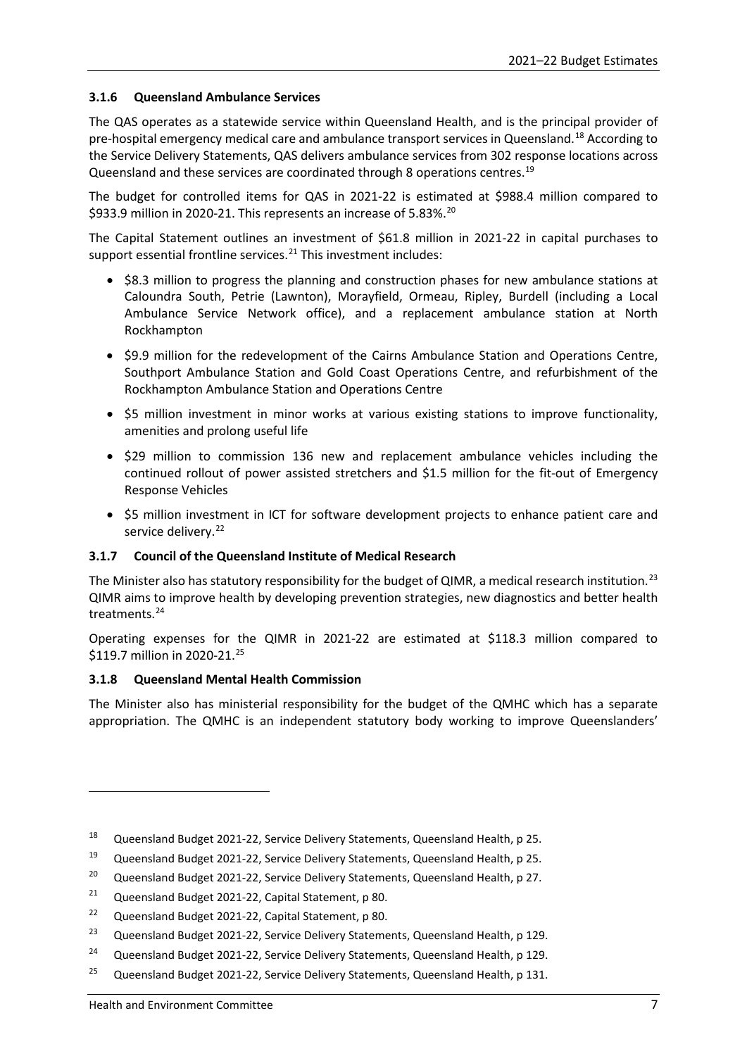### 3.1.6 Queensland Ambulance Services

The QAS operates as a statewide service within Queensland Health, and is the principal provider of pre-hospital emergency medical care and ambulance transport services in Queensland.[18] According to the Service Delivery Statements, QAS delivers ambulance services from 302 response locations across Queensland and these services are coordinated through 8 operations centres.[19]

The budget for controlled items for QAS in 2021-22 is estimated at $988.4 million compared to $933.9 million in 2020-21. This represents an increase of 5.83%.[20]

The Capital Statement outlines an investment of $61.8 million in 2021-22 in capital purchases to support essential frontline services.[21] This investment includes:

- $8.3 million to progress the planning and construction phases for new ambulance stations at Caloundra South, Petrie (Lawnton), Morayfield, Ormeau, Ripley, Burdell (including a Local Ambulance Service Network office), and a replacement ambulance station at North Rockhampton
- $9.9 million for the redevelopment of the Cairns Ambulance Station and Operations Centre, Southport Ambulance Station and Gold Coast Operations Centre, and refurbishment of the Rockhampton Ambulance Station and Operations Centre
- $5 million investment in minor works at various existing stations to improve functionality, amenities and prolong useful life
- $29 million to commission 136 new and replacement ambulance vehicles including the continued rollout of power assisted stretchers and $1.5 million for the fit-out of Emergency Response Vehicles
- $5 million investment in ICT for software development projects to enhance patient care and service delivery.[22]

### 3.1.7 Council of the Queensland Institute of Medical Research

The Minister also has statutory responsibility for the budget of QIMR, a medical research institution.[23] QIMR aims to improve health by developing prevention strategies, new diagnostics and better health treatments.[24]

Operating expenses for the QIMR in 2021-22 are estimated at $118.3 million compared to $119.7 million in 2020-21.[25]

### 3.1.8 Queensland Mental Health Commission

The Minister also has ministerial responsibility for the budget of the QMHC which has a separate appropriation. The QMHC is an independent statutory body working to improve Queenslanders'

---

[18] Queensland Budget 2021-22, Service Delivery Statements, Queensland Health, p 25.

[19] Queensland Budget 2021-22, Service Delivery Statements, Queensland Health, p 25.

[20] Queensland Budget 2021-22, Service Delivery Statements, Queensland Health, p 27.

[21] Queensland Budget 2021-22, Capital Statement, p 80.

[22] Queensland Budget 2021-22, Capital Statement, p 80.

[23] Queensland Budget 2021-22, Service Delivery Statements, Queensland Health, p 129.

[24] Queensland Budget 2021-22, Service Delivery Statements, Queensland Health, p 129.

[25] Queensland Budget 2021-22, Service Delivery Statements, Queensland Health, p 131.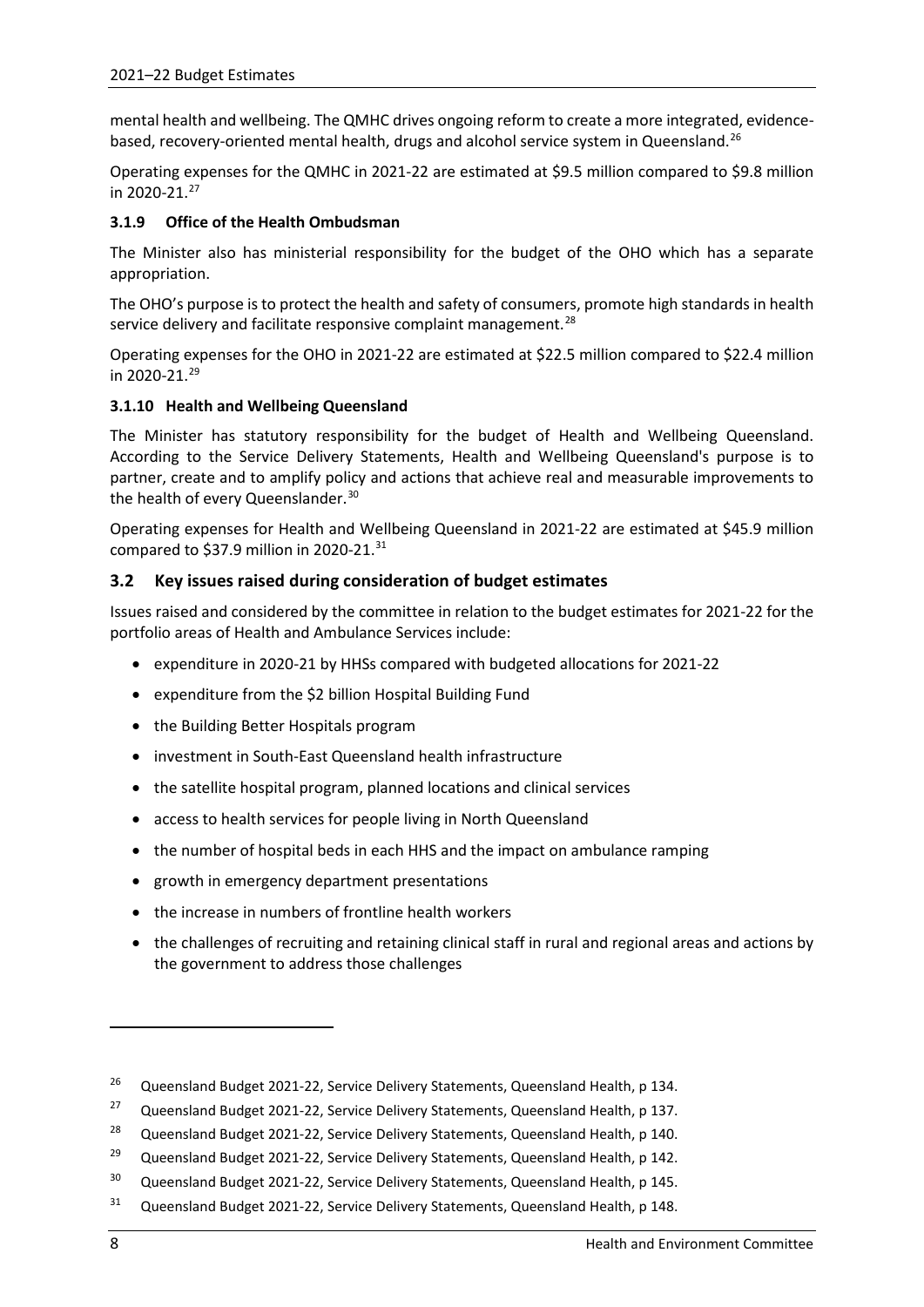mental health and wellbeing. The QMHC drives ongoing reform to create a more integrated, evidence-based, recovery-oriented mental health, drugs and alcohol service system in Queensland.[26]

Operating expenses for the QMHC in 2021-22 are estimated at $9.5 million compared to $9.8 million in 2020-21.[27]

### 3.1.9 Office of the Health Ombudsman

The Minister also has ministerial responsibility for the budget of the OHO which has a separate appropriation.

The OHO's purpose is to protect the health and safety of consumers, promote high standards in health service delivery and facilitate responsive complaint management.[28]

Operating expenses for the OHO in 2021-22 are estimated at $22.5 million compared to $22.4 million in 2020-21.[29]

### 3.1.10 Health and Wellbeing Queensland

The Minister has statutory responsibility for the budget of Health and Wellbeing Queensland. According to the Service Delivery Statements, Health and Wellbeing Queensland's purpose is to partner, create and to amplify policy and actions that achieve real and measurable improvements to the health of every Queenslander.[30]

Operating expenses for Health and Wellbeing Queensland in 2021-22 are estimated at $45.9 million compared to $37.9 million in 2020-21.[31]

## 3.2 Key issues raised during consideration of budget estimates

Issues raised and considered by the committee in relation to the budget estimates for 2021-22 for the portfolio areas of Health and Ambulance Services include:

- expenditure in 2020-21 by HHSs compared with budgeted allocations for 2021-22
- expenditure from the $2 billion Hospital Building Fund
- the Building Better Hospitals program
- investment in South-East Queensland health infrastructure
- the satellite hospital program, planned locations and clinical services
- access to health services for people living in North Queensland
- the number of hospital beds in each HHS and the impact on ambulance ramping
- growth in emergency department presentations
- the increase in numbers of frontline health workers
- the challenges of recruiting and retaining clinical staff in rural and regional areas and actions by the government to address those challenges

---

[26] Queensland Budget 2021-22, Service Delivery Statements, Queensland Health, p 134.

[27] Queensland Budget 2021-22, Service Delivery Statements, Queensland Health, p 137.

[28] Queensland Budget 2021-22, Service Delivery Statements, Queensland Health, p 140.

[29] Queensland Budget 2021-22, Service Delivery Statements, Queensland Health, p 142.

[30] Queensland Budget 2021-22, Service Delivery Statements, Queensland Health, p 145.

[31] Queensland Budget 2021-22, Service Delivery Statements, Queensland Health, p 148.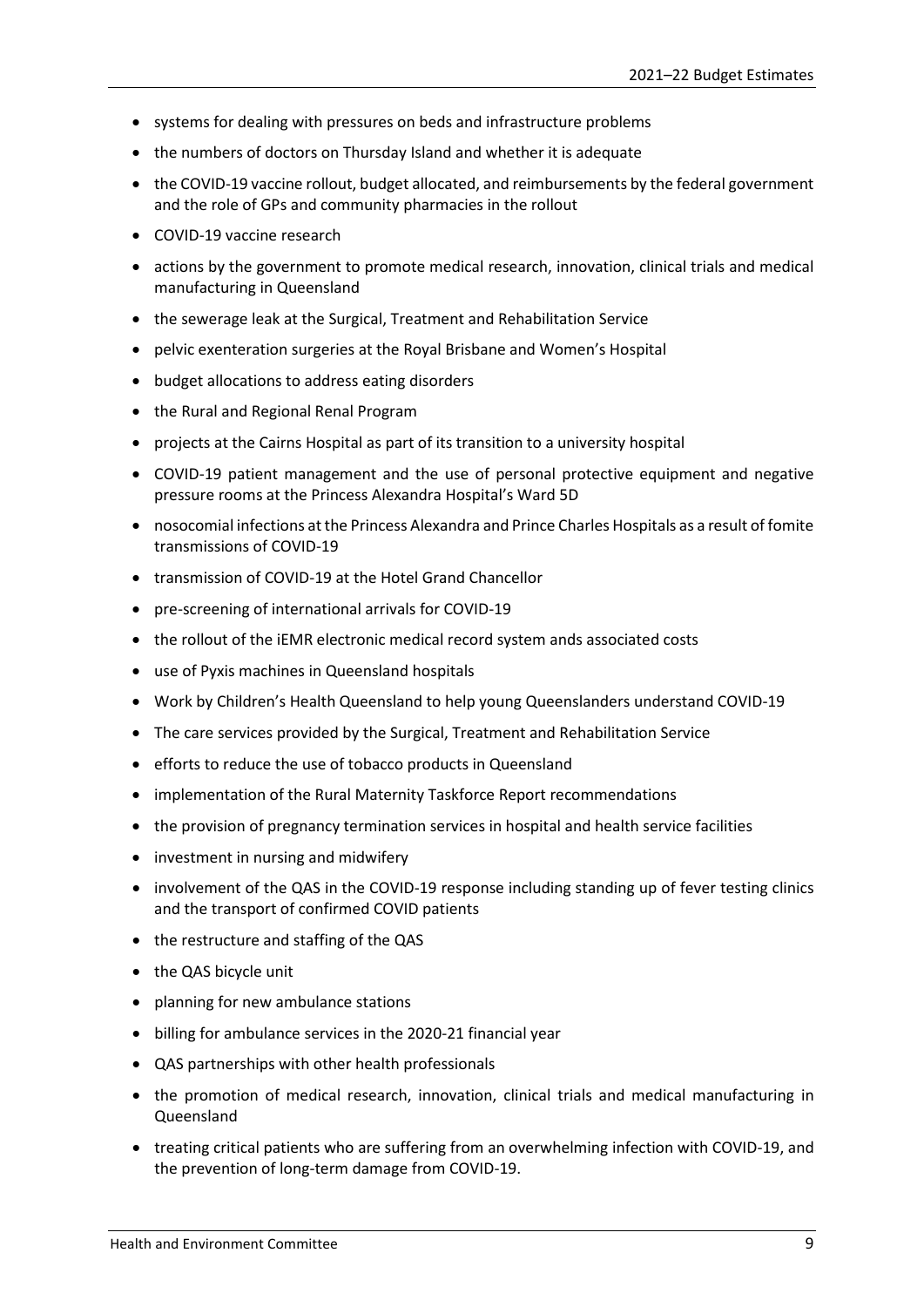- systems for dealing with pressures on beds and infrastructure problems
- the numbers of doctors on Thursday Island and whether it is adequate
- the COVID-19 vaccine rollout, budget allocated, and reimbursements by the federal government and the role of GPs and community pharmacies in the rollout
- COVID-19 vaccine research
- actions by the government to promote medical research, innovation, clinical trials and medical manufacturing in Queensland
- the sewerage leak at the Surgical, Treatment and Rehabilitation Service
- pelvic exenteration surgeries at the Royal Brisbane and Women's Hospital
- budget allocations to address eating disorders
- the Rural and Regional Renal Program
- projects at the Cairns Hospital as part of its transition to a university hospital
- COVID-19 patient management and the use of personal protective equipment and negative pressure rooms at the Princess Alexandra Hospital's Ward 5D
- nosocomial infections at the Princess Alexandra and Prince Charles Hospitals as a result of fomite transmissions of COVID-19
- transmission of COVID-19 at the Hotel Grand Chancellor
- pre-screening of international arrivals for COVID-19
- the rollout of the iEMR electronic medical record system ands associated costs
- use of Pyxis machines in Queensland hospitals
- Work by Children's Health Queensland to help young Queenslanders understand COVID-19
- The care services provided by the Surgical, Treatment and Rehabilitation Service
- efforts to reduce the use of tobacco products in Queensland
- implementation of the Rural Maternity Taskforce Report recommendations
- the provision of pregnancy termination services in hospital and health service facilities
- investment in nursing and midwifery
- involvement of the QAS in the COVID-19 response including standing up of fever testing clinics and the transport of confirmed COVID patients
- the restructure and staffing of the QAS
- the QAS bicycle unit
- planning for new ambulance stations
- billing for ambulance services in the 2020-21 financial year
- QAS partnerships with other health professionals
- the promotion of medical research, innovation, clinical trials and medical manufacturing in Queensland
- treating critical patients who are suffering from an overwhelming infection with COVID-19, and the prevention of long-term damage from COVID-19.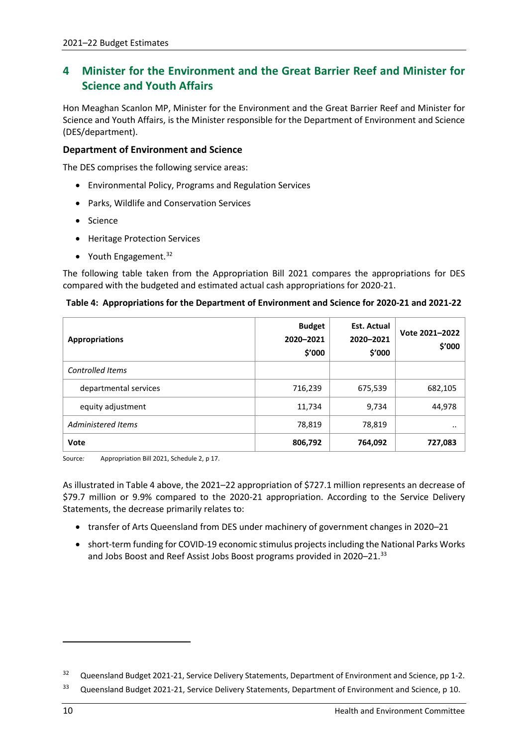## 4 Minister for the Environment and the Great Barrier Reef and Minister for Science and Youth Affairs

Hon Meaghan Scanlon MP, Minister for the Environment and the Great Barrier Reef and Minister for Science and Youth Affairs, is the Minister responsible for the Department of Environment and Science (DES/department).

### Department of Environment and Science

The DES comprises the following service areas:

- Environmental Policy, Programs and Regulation Services
- Parks, Wildlife and Conservation Services
- Science
- Heritage Protection Services
- Youth Engagement.[32]

The following table taken from the Appropriation Bill 2021 compares the appropriations for DES compared with the budgeted and estimated actual cash appropriations for 2020-21.

**Table 4: Appropriations for the Department of Environment and Science for 2020-21 and 2021-22**

| Appropriations | Budget 2020–2021 $'000 | Est. Actual 2020–2021 $'000 | Vote 2021–2022 $'000 |
|---|---|---|---|
| *Controlled Items* | | | |
| departmental services | 716,239 | 675,539 | 682,105 |
| equity adjustment | 11,734 | 9,734 | 44,978 |
| *Administered Items* | 78,819 | 78,819 | .. |
| **Vote** | **806,792** | **764,092** | **727,083** |

Source: Appropriation Bill 2021, Schedule 2, p 17.

As illustrated in Table 4 above, the 2021–22 appropriation of $727.1 million represents an decrease of $79.7 million or 9.9% compared to the 2020-21 appropriation. According to the Service Delivery Statements, the decrease primarily relates to:

- transfer of Arts Queensland from DES under machinery of government changes in 2020–21
- short-term funding for COVID-19 economic stimulus projects including the National Parks Works and Jobs Boost and Reef Assist Jobs Boost programs provided in 2020–21.[33]

---

[32] Queensland Budget 2021-21, Service Delivery Statements, Department of Environment and Science, pp 1-2.

[33] Queensland Budget 2021-21, Service Delivery Statements, Department of Environment and Science, p 10.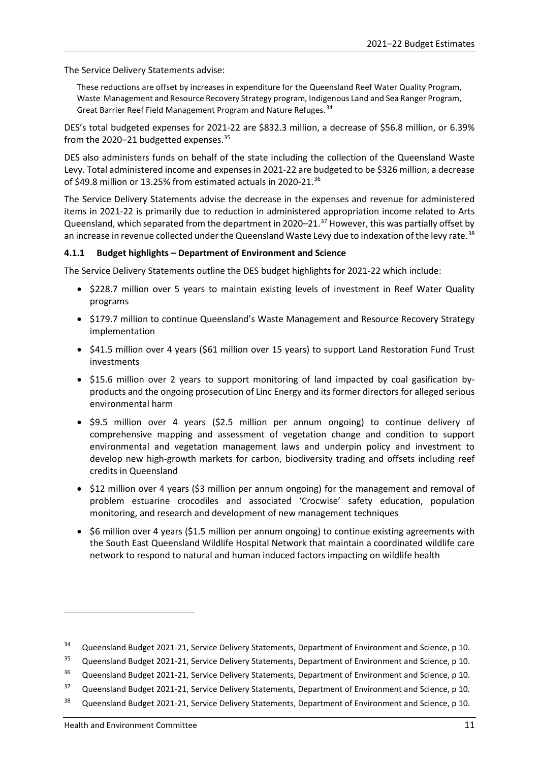The Service Delivery Statements advise:

> These reductions are offset by increases in expenditure for the Queensland Reef Water Quality Program, Waste Management and Resource Recovery Strategy program, Indigenous Land and Sea Ranger Program, Great Barrier Reef Field Management Program and Nature Refuges.[34]

DES's total budgeted expenses for 2021-22 are $832.3 million, a decrease of $56.8 million, or 6.39% from the 2020–21 budgetted expenses.[35]

DES also administers funds on behalf of the state including the collection of the Queensland Waste Levy. Total administered income and expenses in 2021-22 are budgeted to be $326 million, a decrease of $49.8 million or 13.25% from estimated actuals in 2020-21.[36]

The Service Delivery Statements advise the decrease in the expenses and revenue for administered items in 2021-22 is primarily due to reduction in administered appropriation income related to Arts Queensland, which separated from the department in 2020–21.[37] However, this was partially offset by an increase in revenue collected under the Queensland Waste Levy due to indexation of the levy rate.[38]

#### 4.1.1 Budget highlights – Department of Environment and Science

The Service Delivery Statements outline the DES budget highlights for 2021-22 which include:

- $228.7 million over 5 years to maintain existing levels of investment in Reef Water Quality programs
- $179.7 million to continue Queensland's Waste Management and Resource Recovery Strategy implementation
- $41.5 million over 4 years ($61 million over 15 years) to support Land Restoration Fund Trust investments
- $15.6 million over 2 years to support monitoring of land impacted by coal gasification by-products and the ongoing prosecution of Linc Energy and its former directors for alleged serious environmental harm
- $9.5 million over 4 years ($2.5 million per annum ongoing) to continue delivery of comprehensive mapping and assessment of vegetation change and condition to support environmental and vegetation management laws and underpin policy and investment to develop new high-growth markets for carbon, biodiversity trading and offsets including reef credits in Queensland
- $12 million over 4 years ($3 million per annum ongoing) for the management and removal of problem estuarine crocodiles and associated 'Crocwise' safety education, population monitoring, and research and development of new management techniques
- $6 million over 4 years ($1.5 million per annum ongoing) to continue existing agreements with the South East Queensland Wildlife Hospital Network that maintain a coordinated wildlife care network to respond to natural and human induced factors impacting on wildlife health

---

[34] Queensland Budget 2021-21, Service Delivery Statements, Department of Environment and Science, p 10.

[35] Queensland Budget 2021-21, Service Delivery Statements, Department of Environment and Science, p 10.

[36] Queensland Budget 2021-21, Service Delivery Statements, Department of Environment and Science, p 10.

[37] Queensland Budget 2021-21, Service Delivery Statements, Department of Environment and Science, p 10.

[38] Queensland Budget 2021-21, Service Delivery Statements, Department of Environment and Science, p 10.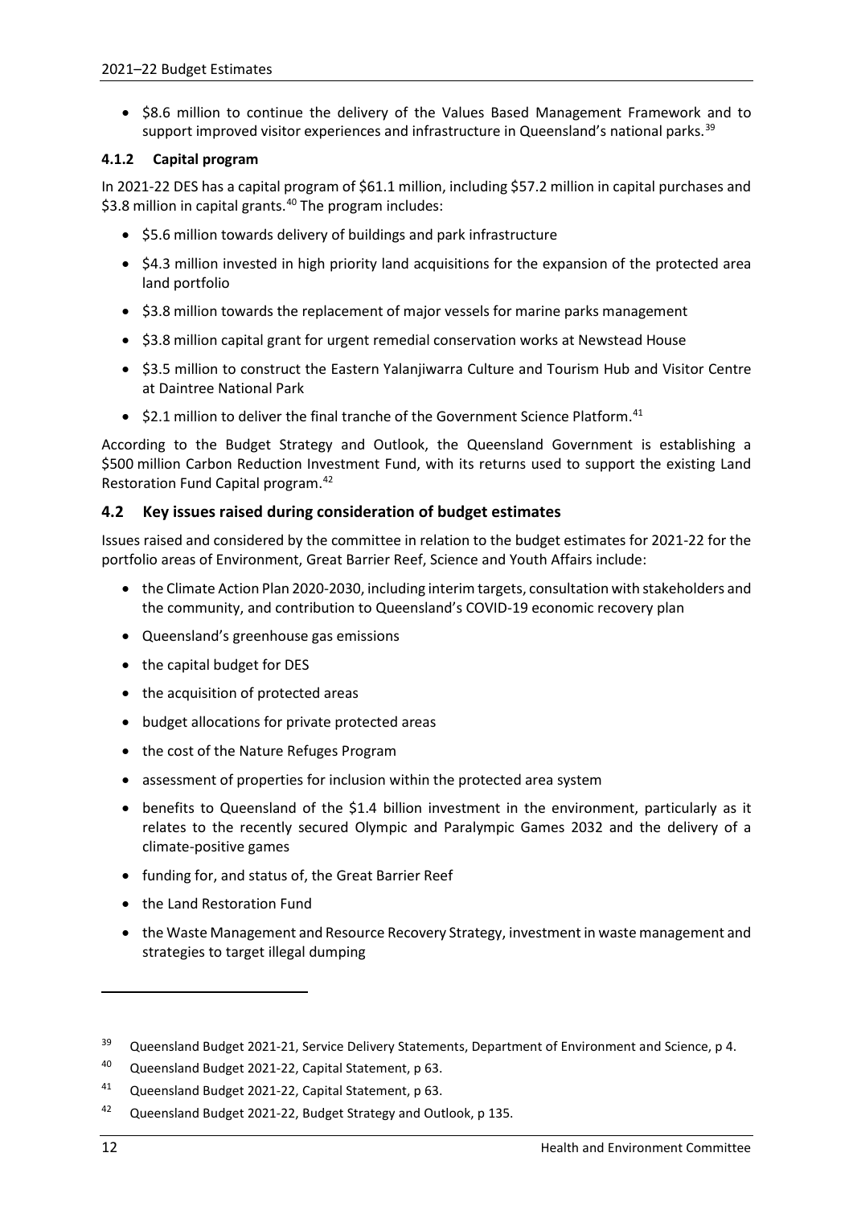- $8.6 million to continue the delivery of the Values Based Management Framework and to support improved visitor experiences and infrastructure in Queensland's national parks.[39]

#### 4.1.2 Capital program

In 2021-22 DES has a capital program of $61.1 million, including $57.2 million in capital purchases and $3.8 million in capital grants.[40] The program includes:

- $5.6 million towards delivery of buildings and park infrastructure
- $4.3 million invested in high priority land acquisitions for the expansion of the protected area land portfolio
- $3.8 million towards the replacement of major vessels for marine parks management
- $3.8 million capital grant for urgent remedial conservation works at Newstead House
- $3.5 million to construct the Eastern Yalanjiwarra Culture and Tourism Hub and Visitor Centre at Daintree National Park
- $2.1 million to deliver the final tranche of the Government Science Platform.[41]

According to the Budget Strategy and Outlook, the Queensland Government is establishing a $500 million Carbon Reduction Investment Fund, with its returns used to support the existing Land Restoration Fund Capital program.[42]

### 4.2 Key issues raised during consideration of budget estimates

Issues raised and considered by the committee in relation to the budget estimates for 2021-22 for the portfolio areas of Environment, Great Barrier Reef, Science and Youth Affairs include:

- the Climate Action Plan 2020-2030, including interim targets, consultation with stakeholders and the community, and contribution to Queensland's COVID-19 economic recovery plan
- Queensland's greenhouse gas emissions
- the capital budget for DES
- the acquisition of protected areas
- budget allocations for private protected areas
- the cost of the Nature Refuges Program
- assessment of properties for inclusion within the protected area system
- benefits to Queensland of the $1.4 billion investment in the environment, particularly as it relates to the recently secured Olympic and Paralympic Games 2032 and the delivery of a climate-positive games
- funding for, and status of, the Great Barrier Reef
- the Land Restoration Fund
- the Waste Management and Resource Recovery Strategy, investment in waste management and strategies to target illegal dumping

---

[39] Queensland Budget 2021-21, Service Delivery Statements, Department of Environment and Science, p 4.

[40] Queensland Budget 2021-22, Capital Statement, p 63.

[41] Queensland Budget 2021-22, Capital Statement, p 63.

[42] Queensland Budget 2021-22, Budget Strategy and Outlook, p 135.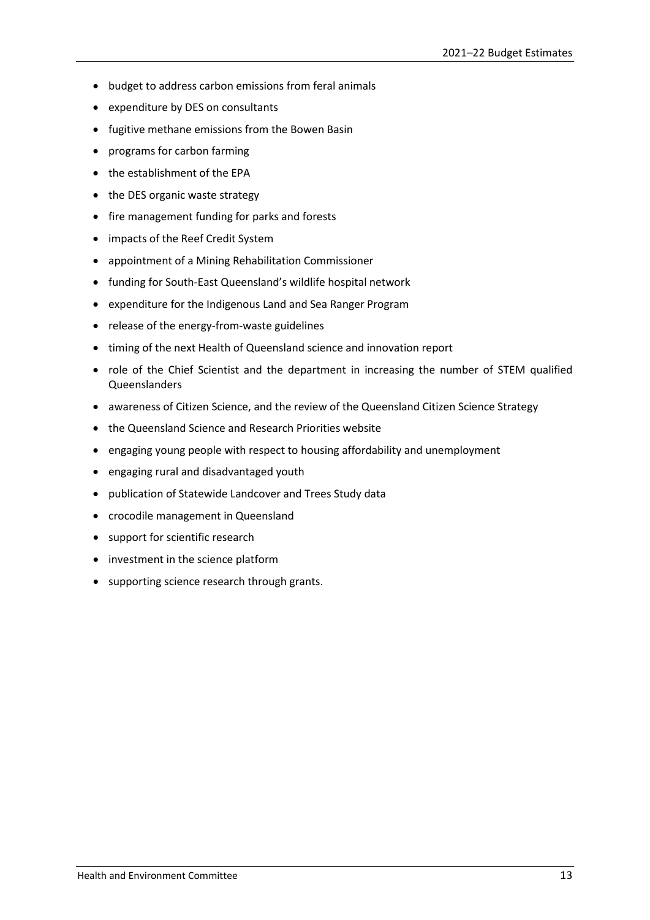- budget to address carbon emissions from feral animals
- expenditure by DES on consultants
- fugitive methane emissions from the Bowen Basin
- programs for carbon farming
- the establishment of the EPA
- the DES organic waste strategy
- fire management funding for parks and forests
- impacts of the Reef Credit System
- appointment of a Mining Rehabilitation Commissioner
- funding for South-East Queensland's wildlife hospital network
- expenditure for the Indigenous Land and Sea Ranger Program
- release of the energy-from-waste guidelines
- timing of the next Health of Queensland science and innovation report
- role of the Chief Scientist and the department in increasing the number of STEM qualified Queenslanders
- awareness of Citizen Science, and the review of the Queensland Citizen Science Strategy
- the Queensland Science and Research Priorities website
- engaging young people with respect to housing affordability and unemployment
- engaging rural and disadvantaged youth
- publication of Statewide Landcover and Trees Study data
- crocodile management in Queensland
- support for scientific research
- investment in the science platform
- supporting science research through grants.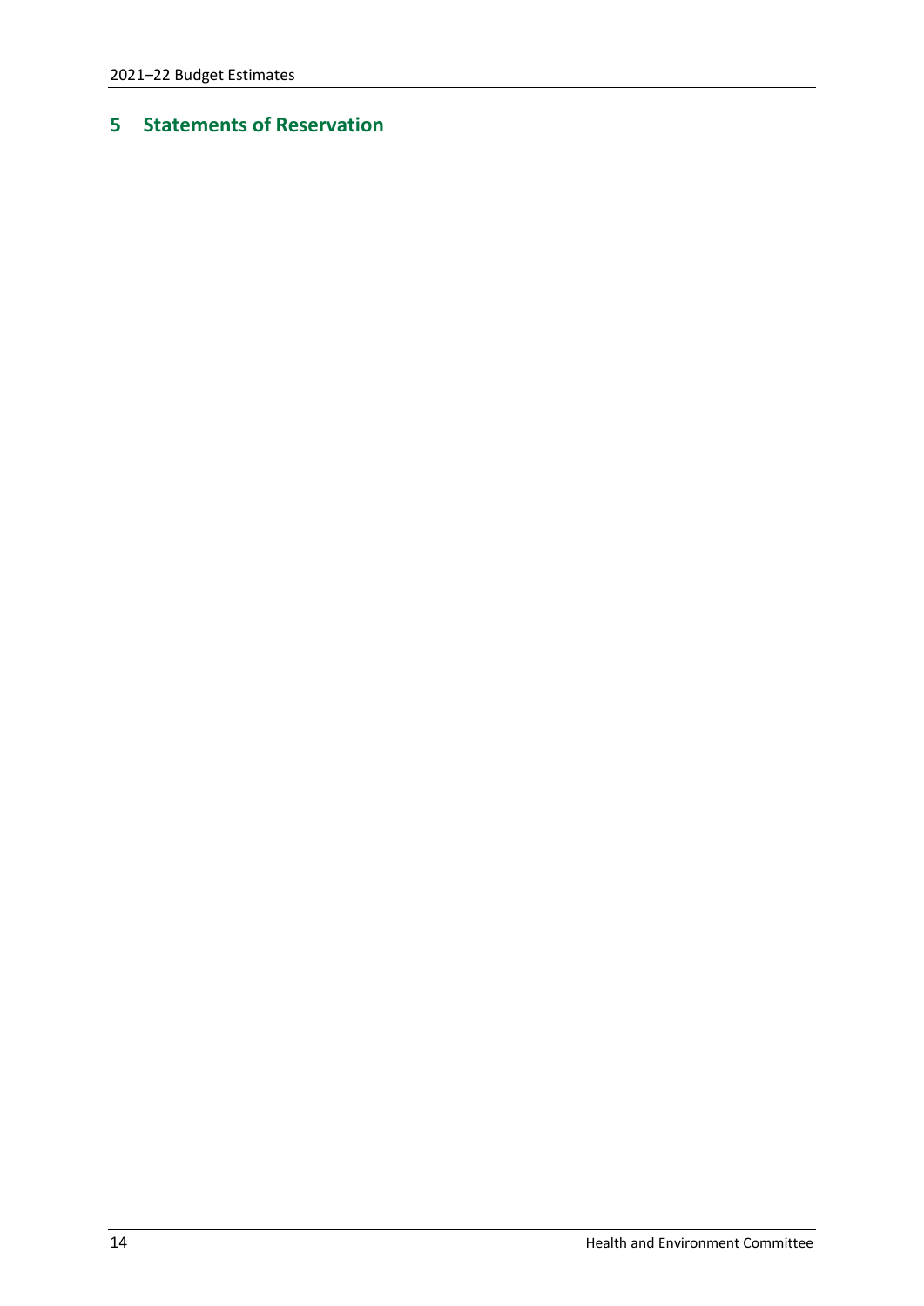# 5 Statements of Reservation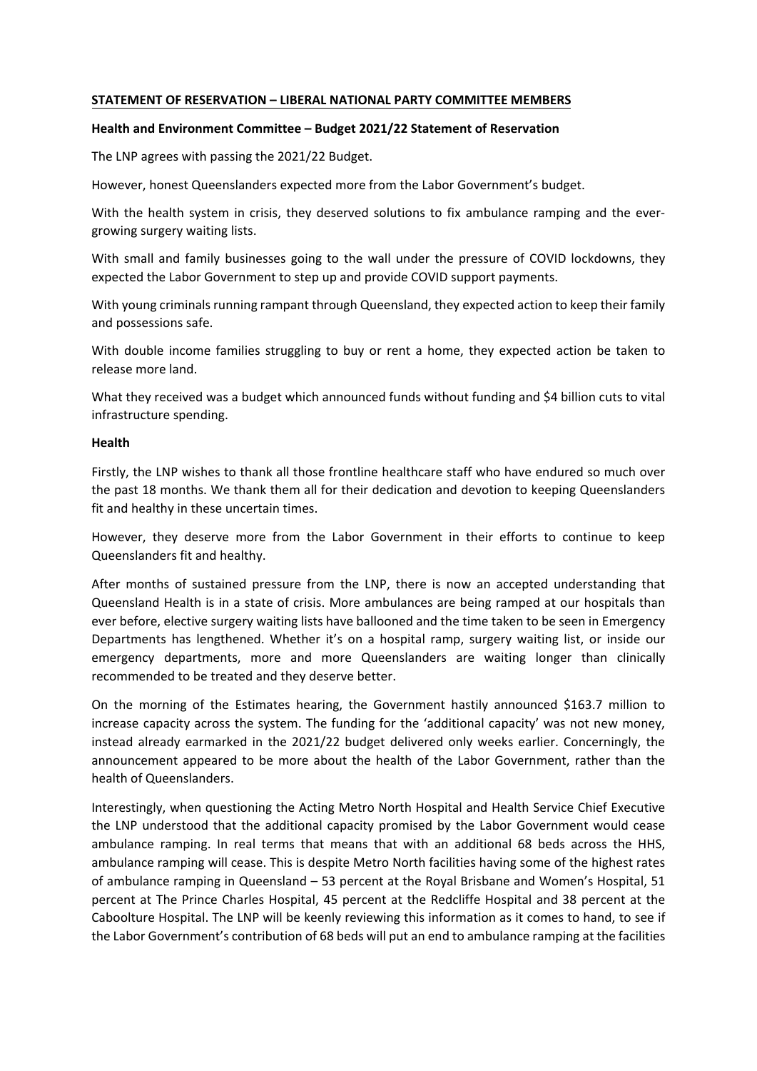**STATEMENT OF RESERVATION – LIBERAL NATIONAL PARTY COMMITTEE MEMBERS**

**Health and Environment Committee – Budget 2021/22 Statement of Reservation**

The LNP agrees with passing the 2021/22 Budget.

However, honest Queenslanders expected more from the Labor Government's budget.

With the health system in crisis, they deserved solutions to fix ambulance ramping and the ever-growing surgery waiting lists.

With small and family businesses going to the wall under the pressure of COVID lockdowns, they expected the Labor Government to step up and provide COVID support payments.

With young criminals running rampant through Queensland, they expected action to keep their family and possessions safe.

With double income families struggling to buy or rent a home, they expected action be taken to release more land.

What they received was a budget which announced funds without funding and $4 billion cuts to vital infrastructure spending.

**Health**

Firstly, the LNP wishes to thank all those frontline healthcare staff who have endured so much over the past 18 months. We thank them all for their dedication and devotion to keeping Queenslanders fit and healthy in these uncertain times.

However, they deserve more from the Labor Government in their efforts to continue to keep Queenslanders fit and healthy.

After months of sustained pressure from the LNP, there is now an accepted understanding that Queensland Health is in a state of crisis. More ambulances are being ramped at our hospitals than ever before, elective surgery waiting lists have ballooned and the time taken to be seen in Emergency Departments has lengthened. Whether it's on a hospital ramp, surgery waiting list, or inside our emergency departments, more and more Queenslanders are waiting longer than clinically recommended to be treated and they deserve better.

On the morning of the Estimates hearing, the Government hastily announced $163.7 million to increase capacity across the system. The funding for the 'additional capacity' was not new money, instead already earmarked in the 2021/22 budget delivered only weeks earlier. Concerningly, the announcement appeared to be more about the health of the Labor Government, rather than the health of Queenslanders.

Interestingly, when questioning the Acting Metro North Hospital and Health Service Chief Executive the LNP understood that the additional capacity promised by the Labor Government would cease ambulance ramping. In real terms that means that with an additional 68 beds across the HHS, ambulance ramping will cease. This is despite Metro North facilities having some of the highest rates of ambulance ramping in Queensland – 53 percent at the Royal Brisbane and Women's Hospital, 51 percent at The Prince Charles Hospital, 45 percent at the Redcliffe Hospital and 38 percent at the Caboolture Hospital. The LNP will be keenly reviewing this information as it comes to hand, to see if the Labor Government's contribution of 68 beds will put an end to ambulance ramping at the facilities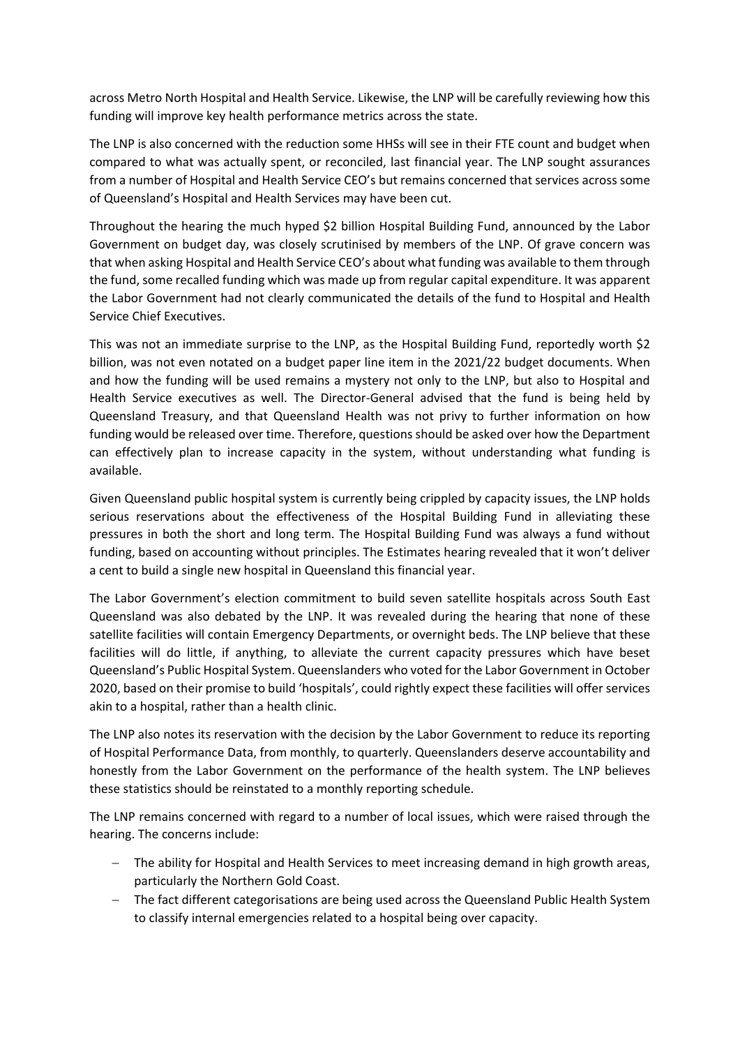across Metro North Hospital and Health Service. Likewise, the LNP will be carefully reviewing how this funding will improve key health performance metrics across the state.

The LNP is also concerned with the reduction some HHSs will see in their FTE count and budget when compared to what was actually spent, or reconciled, last financial year. The LNP sought assurances from a number of Hospital and Health Service CEO's but remains concerned that services across some of Queensland's Hospital and Health Services may have been cut.

Throughout the hearing the much hyped $2 billion Hospital Building Fund, announced by the Labor Government on budget day, was closely scrutinised by members of the LNP. Of grave concern was that when asking Hospital and Health Service CEO's about what funding was available to them through the fund, some recalled funding which was made up from regular capital expenditure. It was apparent the Labor Government had not clearly communicated the details of the fund to Hospital and Health Service Chief Executives.

This was not an immediate surprise to the LNP, as the Hospital Building Fund, reportedly worth $2 billion, was not even notated on a budget paper line item in the 2021/22 budget documents. When and how the funding will be used remains a mystery not only to the LNP, but also to Hospital and Health Service executives as well. The Director-General advised that the fund is being held by Queensland Treasury, and that Queensland Health was not privy to further information on how funding would be released over time. Therefore, questions should be asked over how the Department can effectively plan to increase capacity in the system, without understanding what funding is available.

Given Queensland public hospital system is currently being crippled by capacity issues, the LNP holds serious reservations about the effectiveness of the Hospital Building Fund in alleviating these pressures in both the short and long term. The Hospital Building Fund was always a fund without funding, based on accounting without principles. The Estimates hearing revealed that it won't deliver a cent to build a single new hospital in Queensland this financial year.

The Labor Government's election commitment to build seven satellite hospitals across South East Queensland was also debated by the LNP. It was revealed during the hearing that none of these satellite facilities will contain Emergency Departments, or overnight beds. The LNP believe that these facilities will do little, if anything, to alleviate the current capacity pressures which have beset Queensland's Public Hospital System. Queenslanders who voted for the Labor Government in October 2020, based on their promise to build 'hospitals', could rightly expect these facilities will offer services akin to a hospital, rather than a health clinic.

The LNP also notes its reservation with the decision by the Labor Government to reduce its reporting of Hospital Performance Data, from monthly, to quarterly. Queenslanders deserve accountability and honestly from the Labor Government on the performance of the health system. The LNP believes these statistics should be reinstated to a monthly reporting schedule.

The LNP remains concerned with regard to a number of local issues, which were raised through the hearing. The concerns include:

- The ability for Hospital and Health Services to meet increasing demand in high growth areas, particularly the Northern Gold Coast.
- The fact different categorisations are being used across the Queensland Public Health System to classify internal emergencies related to a hospital being over capacity.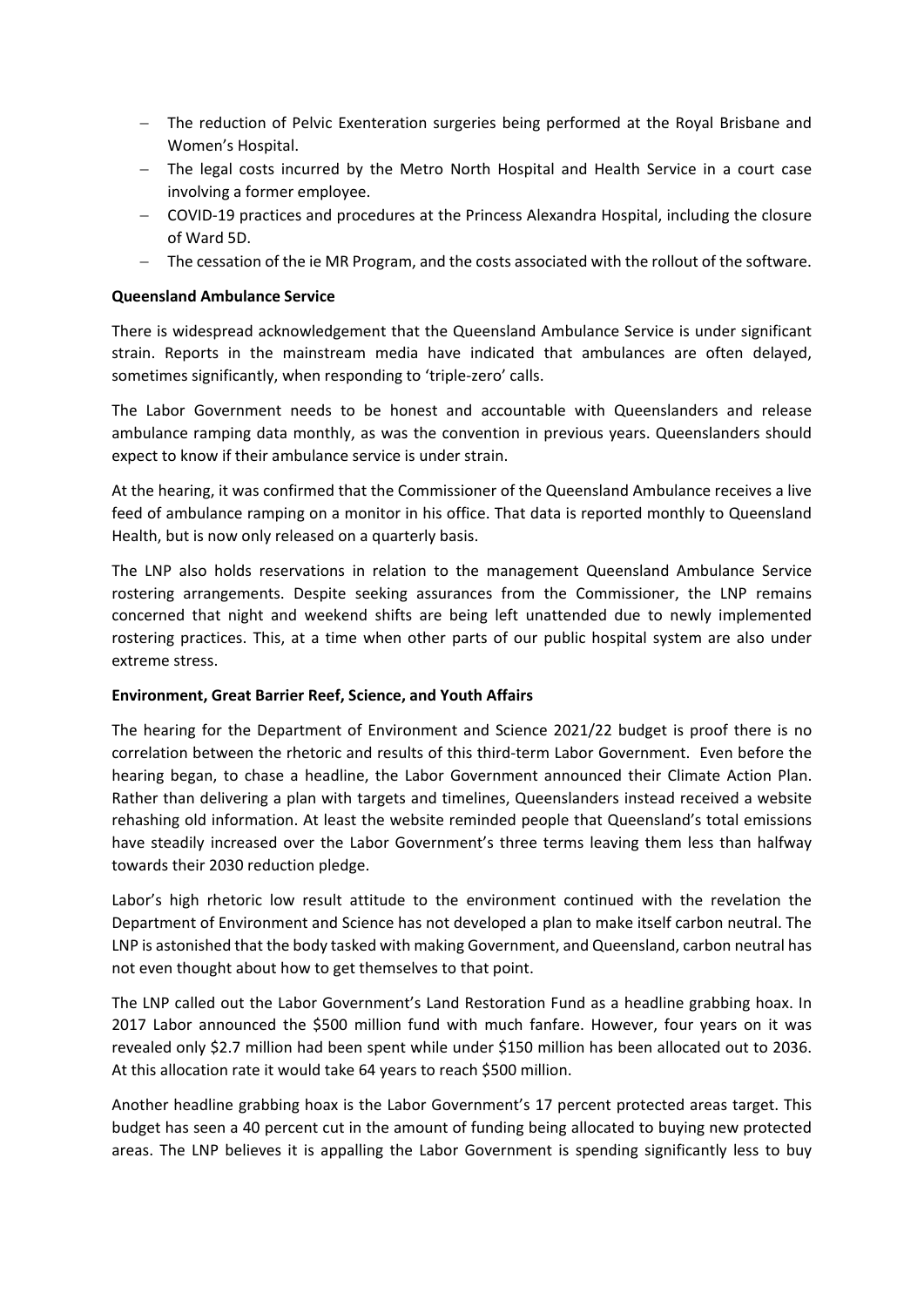- The reduction of Pelvic Exenteration surgeries being performed at the Royal Brisbane and Women's Hospital.
- The legal costs incurred by the Metro North Hospital and Health Service in a court case involving a former employee.
- COVID-19 practices and procedures at the Princess Alexandra Hospital, including the closure of Ward 5D.
- The cessation of the ie MR Program, and the costs associated with the rollout of the software.

**Queensland Ambulance Service**

There is widespread acknowledgement that the Queensland Ambulance Service is under significant strain. Reports in the mainstream media have indicated that ambulances are often delayed, sometimes significantly, when responding to 'triple-zero' calls.

The Labor Government needs to be honest and accountable with Queenslanders and release ambulance ramping data monthly, as was the convention in previous years. Queenslanders should expect to know if their ambulance service is under strain.

At the hearing, it was confirmed that the Commissioner of the Queensland Ambulance receives a live feed of ambulance ramping on a monitor in his office. That data is reported monthly to Queensland Health, but is now only released on a quarterly basis.

The LNP also holds reservations in relation to the management Queensland Ambulance Service rostering arrangements. Despite seeking assurances from the Commissioner, the LNP remains concerned that night and weekend shifts are being left unattended due to newly implemented rostering practices. This, at a time when other parts of our public hospital system are also under extreme stress.

**Environment, Great Barrier Reef, Science, and Youth Affairs**

The hearing for the Department of Environment and Science 2021/22 budget is proof there is no correlation between the rhetoric and results of this third-term Labor Government. Even before the hearing began, to chase a headline, the Labor Government announced their Climate Action Plan. Rather than delivering a plan with targets and timelines, Queenslanders instead received a website rehashing old information. At least the website reminded people that Queensland's total emissions have steadily increased over the Labor Government's three terms leaving them less than halfway towards their 2030 reduction pledge.

Labor's high rhetoric low result attitude to the environment continued with the revelation the Department of Environment and Science has not developed a plan to make itself carbon neutral. The LNP is astonished that the body tasked with making Government, and Queensland, carbon neutral has not even thought about how to get themselves to that point.

The LNP called out the Labor Government's Land Restoration Fund as a headline grabbing hoax. In 2017 Labor announced the $500 million fund with much fanfare. However, four years on it was revealed only $2.7 million had been spent while under $150 million has been allocated out to 2036. At this allocation rate it would take 64 years to reach $500 million.

Another headline grabbing hoax is the Labor Government's 17 percent protected areas target. This budget has seen a 40 percent cut in the amount of funding being allocated to buying new protected areas. The LNP believes it is appalling the Labor Government is spending significantly less to buy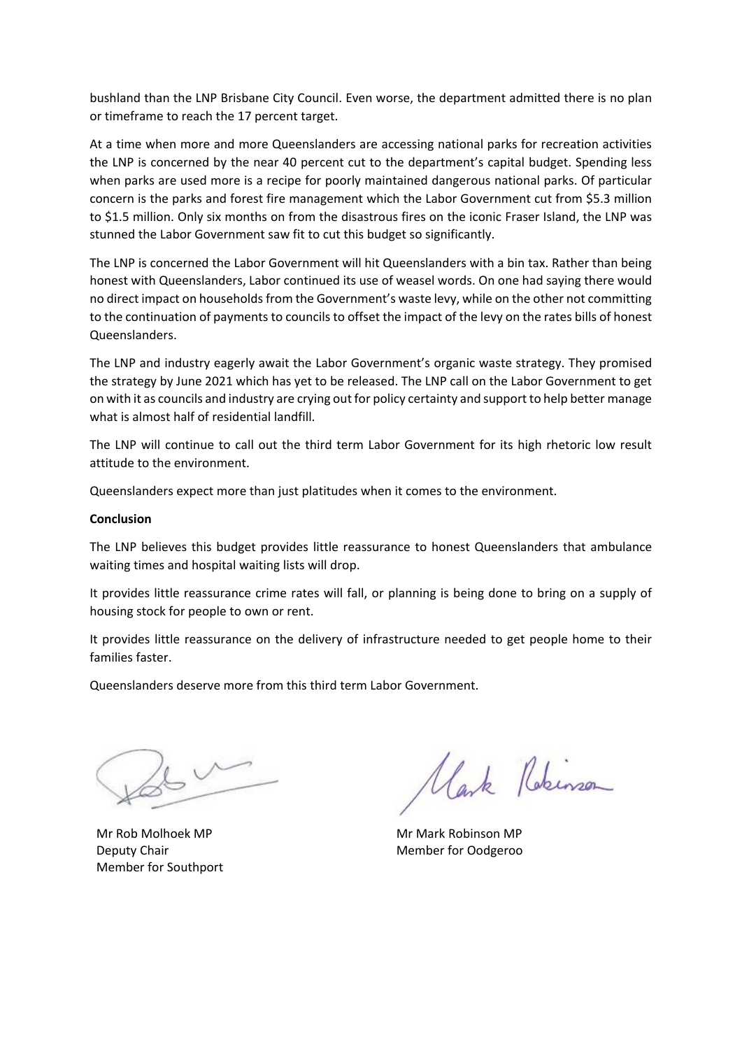bushland than the LNP Brisbane City Council. Even worse, the department admitted there is no plan or timeframe to reach the 17 percent target.

At a time when more and more Queenslanders are accessing national parks for recreation activities the LNP is concerned by the near 40 percent cut to the department's capital budget. Spending less when parks are used more is a recipe for poorly maintained dangerous national parks. Of particular concern is the parks and forest fire management which the Labor Government cut from $5.3 million to $1.5 million. Only six months on from the disastrous fires on the iconic Fraser Island, the LNP was stunned the Labor Government saw fit to cut this budget so significantly.

The LNP is concerned the Labor Government will hit Queenslanders with a bin tax. Rather than being honest with Queenslanders, Labor continued its use of weasel words. On one had saying there would no direct impact on households from the Government's waste levy, while on the other not committing to the continuation of payments to councils to offset the impact of the levy on the rates bills of honest Queenslanders.

The LNP and industry eagerly await the Labor Government's organic waste strategy. They promised the strategy by June 2021 which has yet to be released. The LNP call on the Labor Government to get on with it as councils and industry are crying out for policy certainty and support to help better manage what is almost half of residential landfill.

The LNP will continue to call out the third term Labor Government for its high rhetoric low result attitude to the environment.

Queenslanders expect more than just platitudes when it comes to the environment.

**Conclusion**

The LNP believes this budget provides little reassurance to honest Queenslanders that ambulance waiting times and hospital waiting lists will drop.

It provides little reassurance crime rates will fall, or planning is being done to bring on a supply of housing stock for people to own or rent.

It provides little reassurance on the delivery of infrastructure needed to get people home to their families faster.

Queenslanders deserve more from this third term Labor Government.

Mr Rob Molhoek MP
Deputy Chair
Member for Southport

Mr Mark Robinson MP
Member for Oodgeroo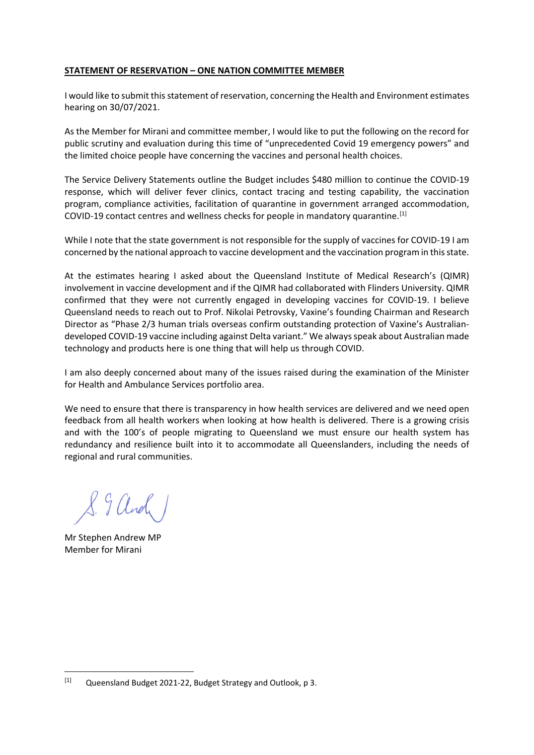**STATEMENT OF RESERVATION – ONE NATION COMMITTEE MEMBER**

I would like to submit this statement of reservation, concerning the Health and Environment estimates hearing on 30/07/2021.

As the Member for Mirani and committee member, I would like to put the following on the record for public scrutiny and evaluation during this time of "unprecedented Covid 19 emergency powers" and the limited choice people have concerning the vaccines and personal health choices.

The Service Delivery Statements outline the Budget includes $480 million to continue the COVID-19 response, which will deliver fever clinics, contact tracing and testing capability, the vaccination program, compliance activities, facilitation of quarantine in government arranged accommodation, COVID-19 contact centres and wellness checks for people in mandatory quarantine.[1]

While I note that the state government is not responsible for the supply of vaccines for COVID-19 I am concerned by the national approach to vaccine development and the vaccination program in this state.

At the estimates hearing I asked about the Queensland Institute of Medical Research's (QIMR) involvement in vaccine development and if the QIMR had collaborated with Flinders University. QIMR confirmed that they were not currently engaged in developing vaccines for COVID-19. I believe Queensland needs to reach out to Prof. Nikolai Petrovsky, Vaxine's founding Chairman and Research Director as "Phase 2/3 human trials overseas confirm outstanding protection of Vaxine's Australian-developed COVID-19 vaccine including against Delta variant." We always speak about Australian made technology and products here is one thing that will help us through COVID.

I am also deeply concerned about many of the issues raised during the examination of the Minister for Health and Ambulance Services portfolio area.

We need to ensure that there is transparency in how health services are delivered and we need open feedback from all health workers when looking at how health is delivered. There is a growing crisis and with the 100's of people migrating to Queensland we must ensure our health system has redundancy and resilience built into it to accommodate all Queenslanders, including the needs of regional and rural communities.

Mr Stephen Andrew MP
Member for Mirani

---

[1] Queensland Budget 2021-22, Budget Strategy and Outlook, p 3.